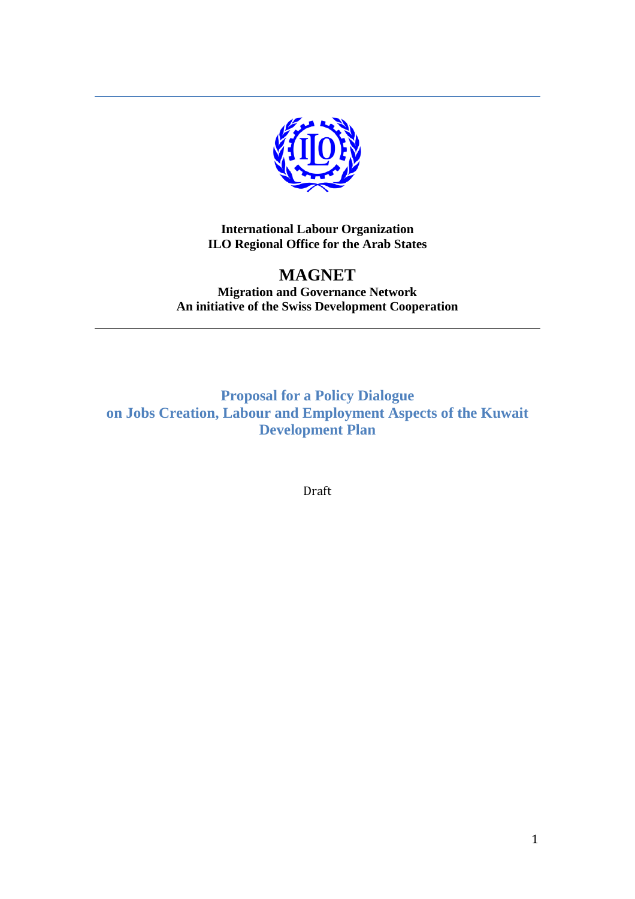**International Labour Organization**
**ILO Regional Office for the Arab States**

# MAGNET

**Migration and Governance Network**
**An initiative of the Swiss Development Cooperation**

---

## Proposal for a Policy Dialogue on Jobs Creation, Labour and Employment Aspects of the Kuwait Development Plan

Draft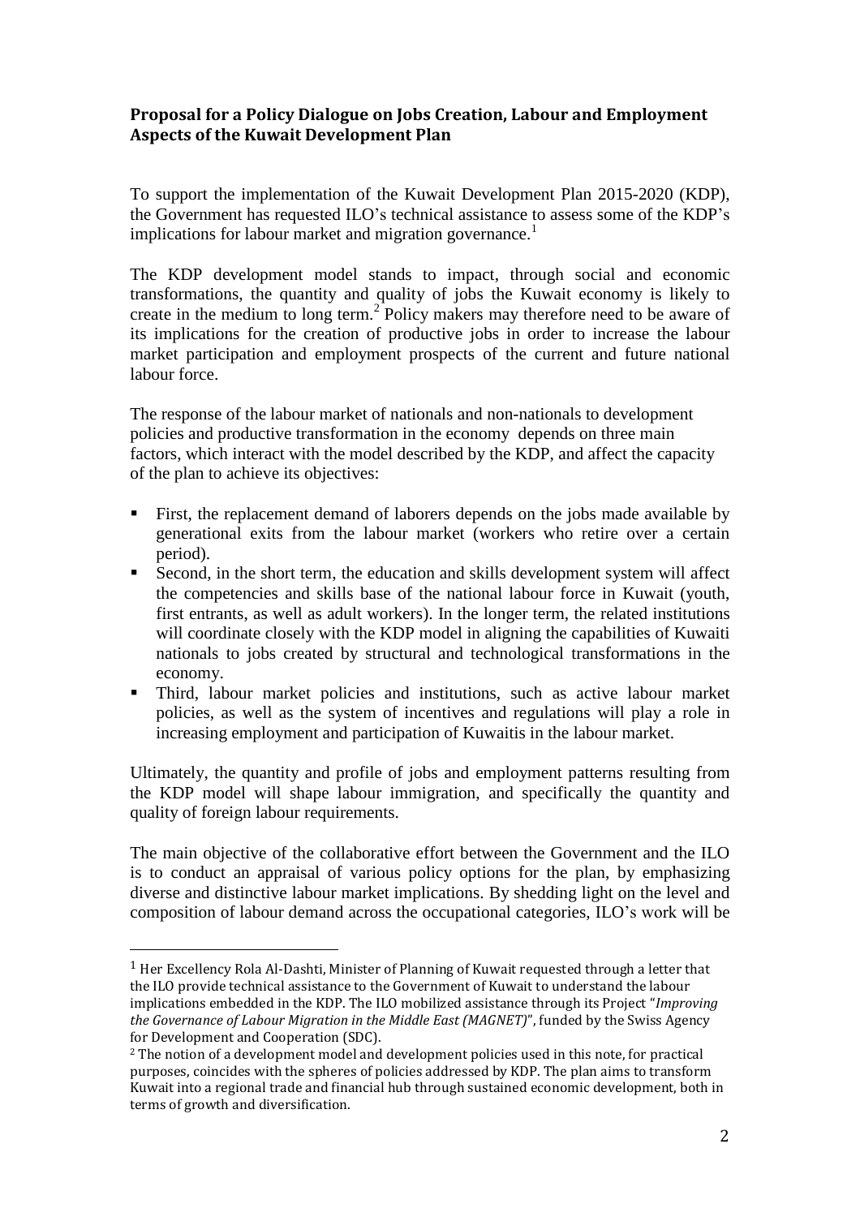**Proposal for a Policy Dialogue on Jobs Creation, Labour and Employment Aspects of the Kuwait Development Plan**

To support the implementation of the Kuwait Development Plan 2015-2020 (KDP), the Government has requested ILO's technical assistance to assess some of the KDP's implications for labour market and migration governance.[1]

The KDP development model stands to impact, through social and economic transformations, the quantity and quality of jobs the Kuwait economy is likely to create in the medium to long term.[2] Policy makers may therefore need to be aware of its implications for the creation of productive jobs in order to increase the labour market participation and employment prospects of the current and future national labour force.

The response of the labour market of nationals and non-nationals to development policies and productive transformation in the economy depends on three main factors, which interact with the model described by the KDP, and affect the capacity of the plan to achieve its objectives:

- First, the replacement demand of laborers depends on the jobs made available by generational exits from the labour market (workers who retire over a certain period).
- Second, in the short term, the education and skills development system will affect the competencies and skills base of the national labour force in Kuwait (youth, first entrants, as well as adult workers). In the longer term, the related institutions will coordinate closely with the KDP model in aligning the capabilities of Kuwaiti nationals to jobs created by structural and technological transformations in the economy.
- Third, labour market policies and institutions, such as active labour market policies, as well as the system of incentives and regulations will play a role in increasing employment and participation of Kuwaitis in the labour market.

Ultimately, the quantity and profile of jobs and employment patterns resulting from the KDP model will shape labour immigration, and specifically the quantity and quality of foreign labour requirements.

The main objective of the collaborative effort between the Government and the ILO is to conduct an appraisal of various policy options for the plan, by emphasizing diverse and distinctive labour market implications. By shedding light on the level and composition of labour demand across the occupational categories, ILO's work will be

---

[1] Her Excellency Rola Al-Dashti, Minister of Planning of Kuwait requested through a letter that the ILO provide technical assistance to the Government of Kuwait to understand the labour implications embedded in the KDP. The ILO mobilized assistance through its Project "*Improving the Governance of Labour Migration in the Middle East (MAGNET)*", funded by the Swiss Agency for Development and Cooperation (SDC).

[2] The notion of a development model and development policies used in this note, for practical purposes, coincides with the spheres of policies addressed by KDP. The plan aims to transform Kuwait into a regional trade and financial hub through sustained economic development, both in terms of growth and diversification.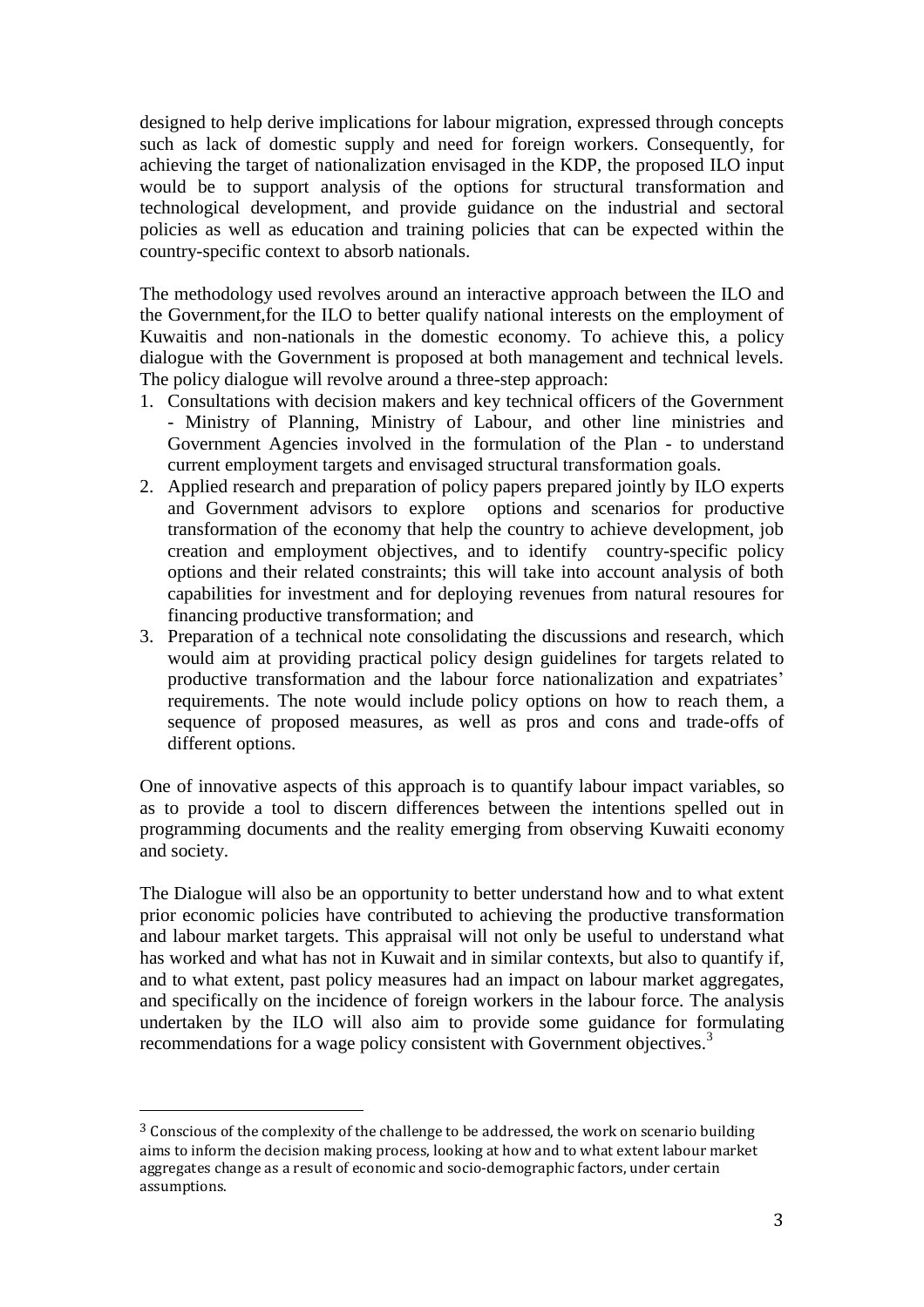designed to help derive implications for labour migration, expressed through concepts such as lack of domestic supply and need for foreign workers. Consequently, for achieving the target of nationalization envisaged in the KDP, the proposed ILO input would be to support analysis of the options for structural transformation and technological development, and provide guidance on the industrial and sectoral policies as well as education and training policies that can be expected within the country-specific context to absorb nationals.

The methodology used revolves around an interactive approach between the ILO and the Government,for the ILO to better qualify national interests on the employment of Kuwaitis and non-nationals in the domestic economy. To achieve this, a policy dialogue with the Government is proposed at both management and technical levels. The policy dialogue will revolve around a three-step approach:

1. Consultations with decision makers and key technical officers of the Government - Ministry of Planning, Ministry of Labour, and other line ministries and Government Agencies involved in the formulation of the Plan - to understand current employment targets and envisaged structural transformation goals.
2. Applied research and preparation of policy papers prepared jointly by ILO experts and Government advisors to explore options and scenarios for productive transformation of the economy that help the country to achieve development, job creation and employment objectives, and to identify country-specific policy options and their related constraints; this will take into account analysis of both capabilities for investment and for deploying revenues from natural resoures for financing productive transformation; and
3. Preparation of a technical note consolidating the discussions and research, which would aim at providing practical policy design guidelines for targets related to productive transformation and the labour force nationalization and expatriates' requirements. The note would include policy options on how to reach them, a sequence of proposed measures, as well as pros and cons and trade-offs of different options.

One of innovative aspects of this approach is to quantify labour impact variables, so as to provide a tool to discern differences between the intentions spelled out in programming documents and the reality emerging from observing Kuwaiti economy and society.

The Dialogue will also be an opportunity to better understand how and to what extent prior economic policies have contributed to achieving the productive transformation and labour market targets. This appraisal will not only be useful to understand what has worked and what has not in Kuwait and in similar contexts, but also to quantify if, and to what extent, past policy measures had an impact on labour market aggregates, and specifically on the incidence of foreign workers in the labour force. The analysis undertaken by the ILO will also aim to provide some guidance for formulating recommendations for a wage policy consistent with Government objectives.[3]

[3] Conscious of the complexity of the challenge to be addressed, the work on scenario building aims to inform the decision making process, looking at how and to what extent labour market aggregates change as a result of economic and socio-demographic factors, under certain assumptions.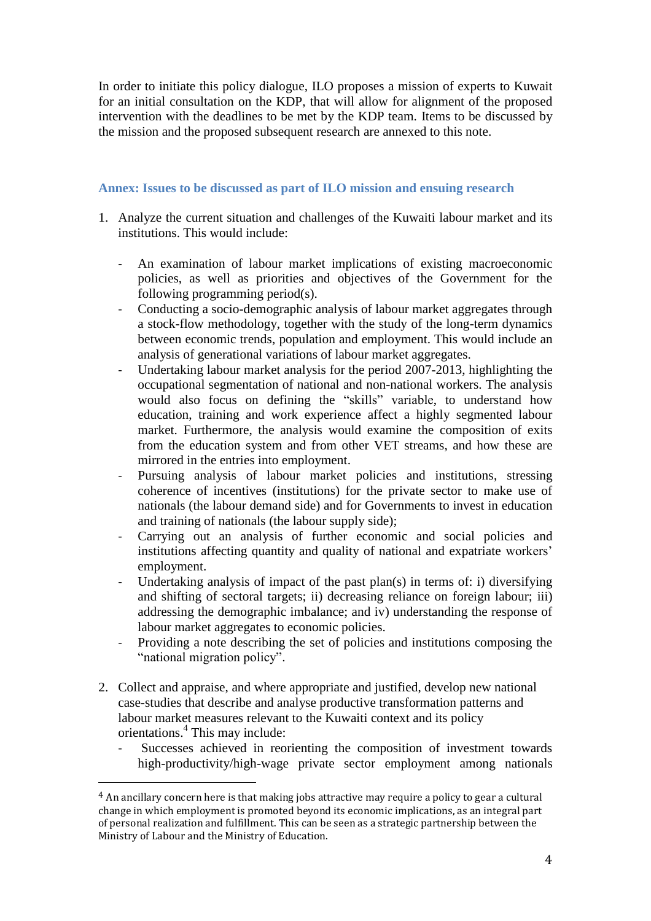In order to initiate this policy dialogue, ILO proposes a mission of experts to Kuwait for an initial consultation on the KDP, that will allow for alignment of the proposed intervention with the deadlines to be met by the KDP team. Items to be discussed by the mission and the proposed subsequent research are annexed to this note.

### Annex: Issues to be discussed as part of ILO mission and ensuing research

1. Analyze the current situation and challenges of the Kuwaiti labour market and its institutions. This would include:

   - An examination of labour market implications of existing macroeconomic policies, as well as priorities and objectives of the Government for the following programming period(s).
   - Conducting a socio-demographic analysis of labour market aggregates through a stock-flow methodology, together with the study of the long-term dynamics between economic trends, population and employment. This would include an analysis of generational variations of labour market aggregates.
   - Undertaking labour market analysis for the period 2007-2013, highlighting the occupational segmentation of national and non-national workers. The analysis would also focus on defining the "skills" variable, to understand how education, training and work experience affect a highly segmented labour market. Furthermore, the analysis would examine the composition of exits from the education system and from other VET streams, and how these are mirrored in the entries into employment.
   - Pursuing analysis of labour market policies and institutions, stressing coherence of incentives (institutions) for the private sector to make use of nationals (the labour demand side) and for Governments to invest in education and training of nationals (the labour supply side);
   - Carrying out an analysis of further economic and social policies and institutions affecting quantity and quality of national and expatriate workers' employment.
   - Undertaking analysis of impact of the past plan(s) in terms of: i) diversifying and shifting of sectoral targets; ii) decreasing reliance on foreign labour; iii) addressing the demographic imbalance; and iv) understanding the response of labour market aggregates to economic policies.
   - Providing a note describing the set of policies and institutions composing the "national migration policy".

2. Collect and appraise, and where appropriate and justified, develop new national case-studies that describe and analyse productive transformation patterns and labour market measures relevant to the Kuwaiti context and its policy orientations.[4] This may include:
   - Successes achieved in reorienting the composition of investment towards high-productivity/high-wage private sector employment among nationals

[4] An ancillary concern here is that making jobs attractive may require a policy to gear a cultural change in which employment is promoted beyond its economic implications, as an integral part of personal realization and fulfillment. This can be seen as a strategic partnership between the Ministry of Labour and the Ministry of Education.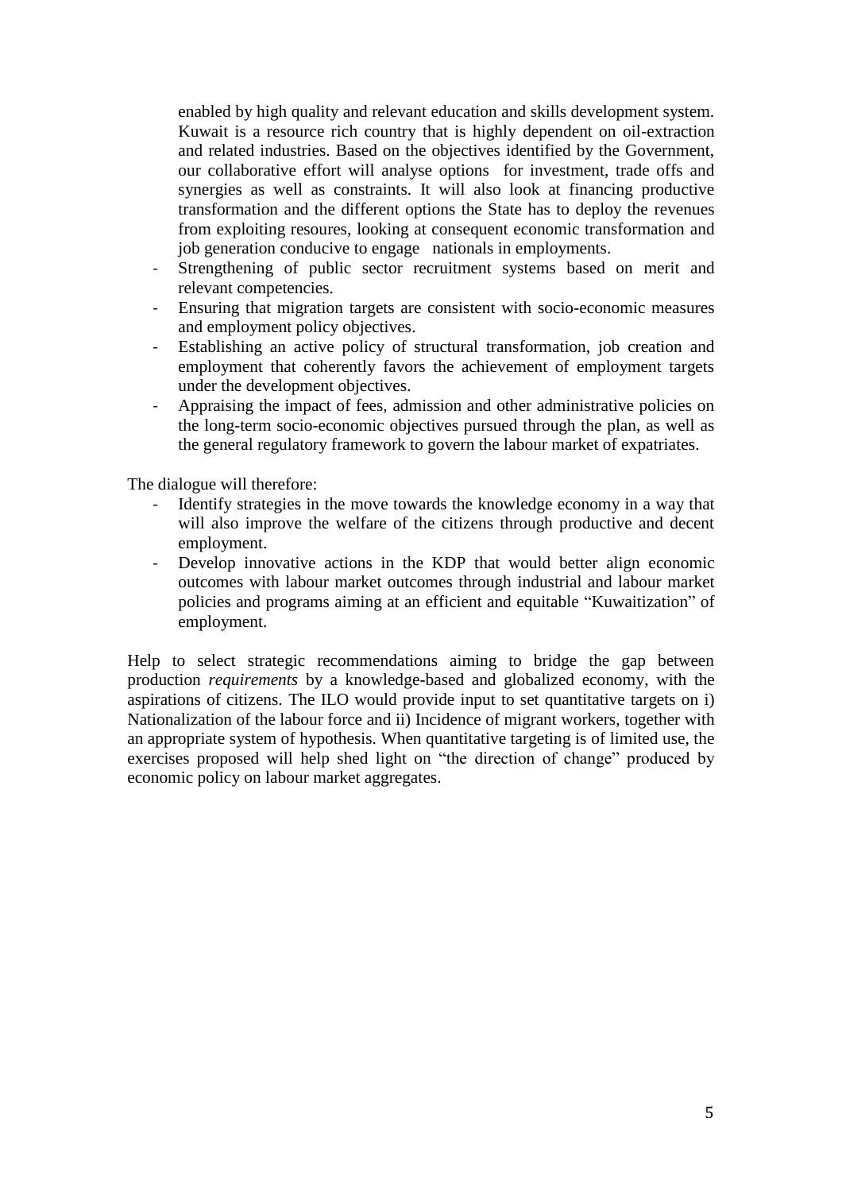enabled by high quality and relevant education and skills development system. Kuwait is a resource rich country that is highly dependent on oil-extraction and related industries. Based on the objectives identified by the Government, our collaborative effort will analyse options for investment, trade offs and synergies as well as constraints. It will also look at financing productive transformation and the different options the State has to deploy the revenues from exploiting resoures, looking at consequent economic transformation and job generation conducive to engage nationals in employments.

- Strengthening of public sector recruitment systems based on merit and relevant competencies.
- Ensuring that migration targets are consistent with socio-economic measures and employment policy objectives.
- Establishing an active policy of structural transformation, job creation and employment that coherently favors the achievement of employment targets under the development objectives.
- Appraising the impact of fees, admission and other administrative policies on the long-term socio-economic objectives pursued through the plan, as well as the general regulatory framework to govern the labour market of expatriates.

The dialogue will therefore:

- Identify strategies in the move towards the knowledge economy in a way that will also improve the welfare of the citizens through productive and decent employment.
- Develop innovative actions in the KDP that would better align economic outcomes with labour market outcomes through industrial and labour market policies and programs aiming at an efficient and equitable "Kuwaitization" of employment.

Help to select strategic recommendations aiming to bridge the gap between production *requirements* by a knowledge-based and globalized economy, with the aspirations of citizens. The ILO would provide input to set quantitative targets on i) Nationalization of the labour force and ii) Incidence of migrant workers, together with an appropriate system of hypothesis. When quantitative targeting is of limited use, the exercises proposed will help shed light on "the direction of change" produced by economic policy on labour market aggregates.